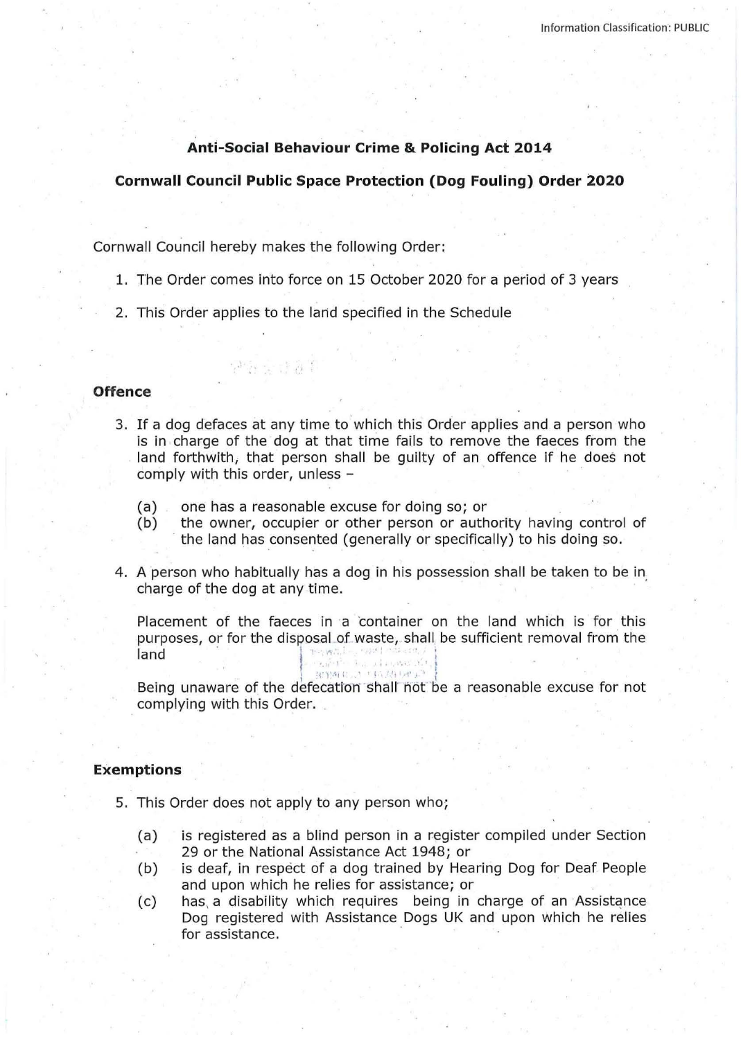## Anti-Social Behaviour Crime & Policing Act 2014

## Cornwall Council Public Space Protection (Dog Fouling) Order 2020

Cornwall Council hereby makes the following Order:

1. The Order comes into force on 15 October 2020 for a period of 3 years
2. This Order applies to the land specified in the Schedule

### Offence

3. If a dog defaces at any time to which this Order applies and a person who is in charge of the dog at that time fails to remove the faeces from the land forthwith, that person shall be guilty of an offence if he does not comply with this order, unless –

   (a) one has a reasonable excuse for doing so; or

   (b) the owner, occupier or other person or authority having control of the land has consented (generally or specifically) to his doing so.

4. A person who habitually has a dog in his possession shall be taken to be in charge of the dog at any time.

   Placement of the faeces in a container on the land which is for this purposes, or for the disposal of waste, shall be sufficient removal from the land

   Being unaware of the defecation shall not be a reasonable excuse for not complying with this Order.

### Exemptions

5. This Order does not apply to any person who;

   (a) is registered as a blind person in a register compiled under Section 29 or the National Assistance Act 1948; or

   (b) is deaf, in respect of a dog trained by Hearing Dog for Deaf People and upon which he relies for assistance; or

   (c) has a disability which requires being in charge of an Assistance Dog registered with Assistance Dogs UK and upon which he relies for assistance.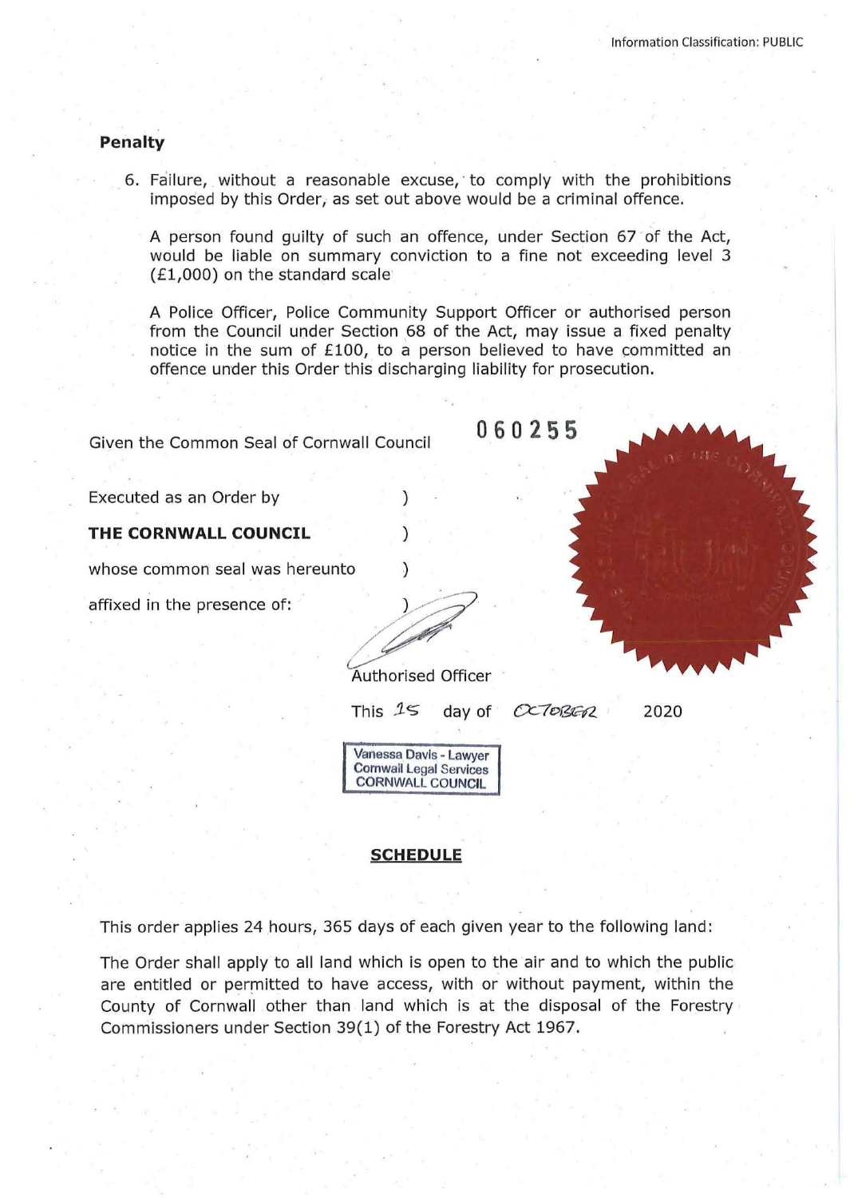**Penalty**

6. Failure, without a reasonable excuse, to comply with the prohibitions imposed by this Order, as set out above would be a criminal offence.

   A person found guilty of such an offence, under Section 67 of the Act, would be liable on summary conviction to a fine not exceeding level 3 (£1,000) on the standard scale

   A Police Officer, Police Community Support Officer or authorised person from the Council under Section 68 of the Act, may issue a fixed penalty notice in the sum of £100, to a person believed to have committed an offence under this Order this discharging liability for prosecution.

Given the Common Seal of Cornwall Council

060255

Executed as an Order by )

**THE CORNWALL COUNCIL** )

whose common seal was hereunto )

affixed in the presence of: )

Authorised Officer

This 15 day of OCTOBER 2020

Vanessa Davis - Lawyer
Cornwall Legal Services
CORNWALL COUNCIL

**SCHEDULE**

This order applies 24 hours, 365 days of each given year to the following land:

The Order shall apply to all land which is open to the air and to which the public are entitled or permitted to have access, with or without payment, within the County of Cornwall other than land which is at the disposal of the Forestry Commissioners under Section 39(1) of the Forestry Act 1967.